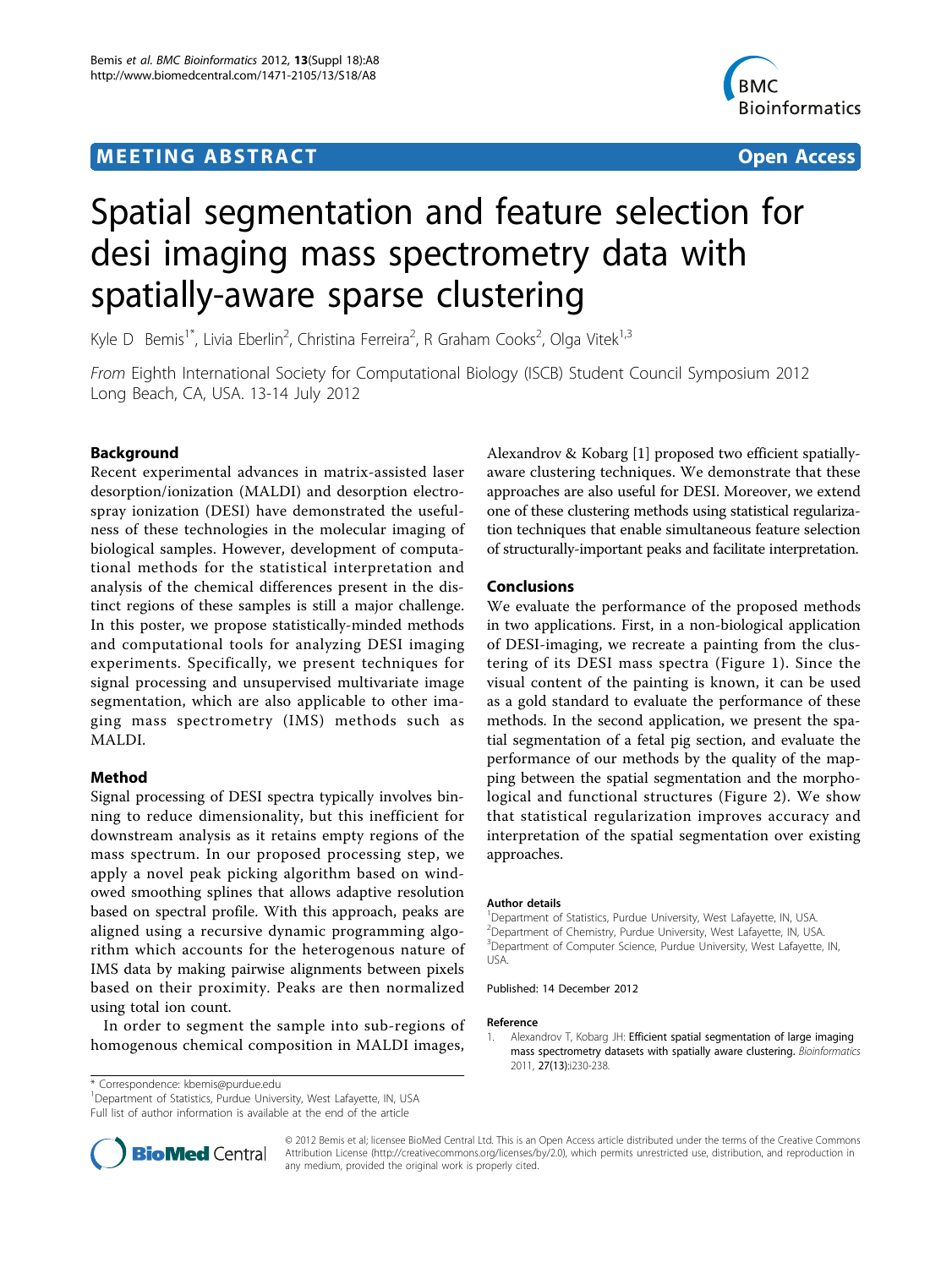**MEETING ABSTRACT** **Open Access**

# Spatial segmentation and feature selection for desi imaging mass spectrometry data with spatially-aware sparse clustering

Kyle D Bemis[1*], Livia Eberlin[2], Christina Ferreira[2], R Graham Cooks[2], Olga Vitek[1,3]

*From* Eighth International Society for Computational Biology (ISCB) Student Council Symposium 2012
Long Beach, CA, USA. 13-14 July 2012

## Background

Recent experimental advances in matrix-assisted laser desorption/ionization (MALDI) and desorption electrospray ionization (DESI) have demonstrated the usefulness of these technologies in the molecular imaging of biological samples. However, development of computational methods for the statistical interpretation and analysis of the chemical differences present in the distinct regions of these samples is still a major challenge. In this poster, we propose statistically-minded methods and computational tools for analyzing DESI imaging experiments. Specifically, we present techniques for signal processing and unsupervised multivariate image segmentation, which are also applicable to other imaging mass spectrometry (IMS) methods such as MALDI.

## Method

Signal processing of DESI spectra typically involves binning to reduce dimensionality, but this inefficient for downstream analysis as it retains empty regions of the mass spectrum. In our proposed processing step, we apply a novel peak picking algorithm based on windowed smoothing splines that allows adaptive resolution based on spectral profile. With this approach, peaks are aligned using a recursive dynamic programming algorithm which accounts for the heterogenous nature of IMS data by making pairwise alignments between pixels based on their proximity. Peaks are then normalized using total ion count.

In order to segment the sample into sub-regions of homogenous chemical composition in MALDI images, Alexandrov & Kobarg [1] proposed two efficient spatially-aware clustering techniques. We demonstrate that these approaches are also useful for DESI. Moreover, we extend one of these clustering methods using statistical regularization techniques that enable simultaneous feature selection of structurally-important peaks and facilitate interpretation.

## Conclusions

We evaluate the performance of the proposed methods in two applications. First, in a non-biological application of DESI-imaging, we recreate a painting from the clustering of its DESI mass spectra (Figure 1). Since the visual content of the painting is known, it can be used as a gold standard to evaluate the performance of these methods. In the second application, we present the spatial segmentation of a fetal pig section, and evaluate the performance of our methods by the quality of the mapping between the spatial segmentation and the morphological and functional structures (Figure 2). We show that statistical regularization improves accuracy and interpretation of the spatial segmentation over existing approaches.

### Author details

[1]Department of Statistics, Purdue University, West Lafayette, IN, USA.
[2]Department of Chemistry, Purdue University, West Lafayette, IN, USA.
[3]Department of Computer Science, Purdue University, West Lafayette, IN, USA.

Published: 14 December 2012

### Reference

1. Alexandrov T, Kobarg JH: **Efficient spatial segmentation of large imaging mass spectrometry datasets with spatially aware clustering.** *Bioinformatics* 2011, **27(13)**:i230-238.

\* Correspondence: kbemis@purdue.edu
[1]Department of Statistics, Purdue University, West Lafayette, IN, USA
Full list of author information is available at the end of the article

© 2012 Bemis et al; licensee BioMed Central Ltd. This is an Open Access article distributed under the terms of the Creative Commons Attribution License (http://creativecommons.org/licenses/by/2.0), which permits unrestricted use, distribution, and reproduction in any medium, provided the original work is properly cited.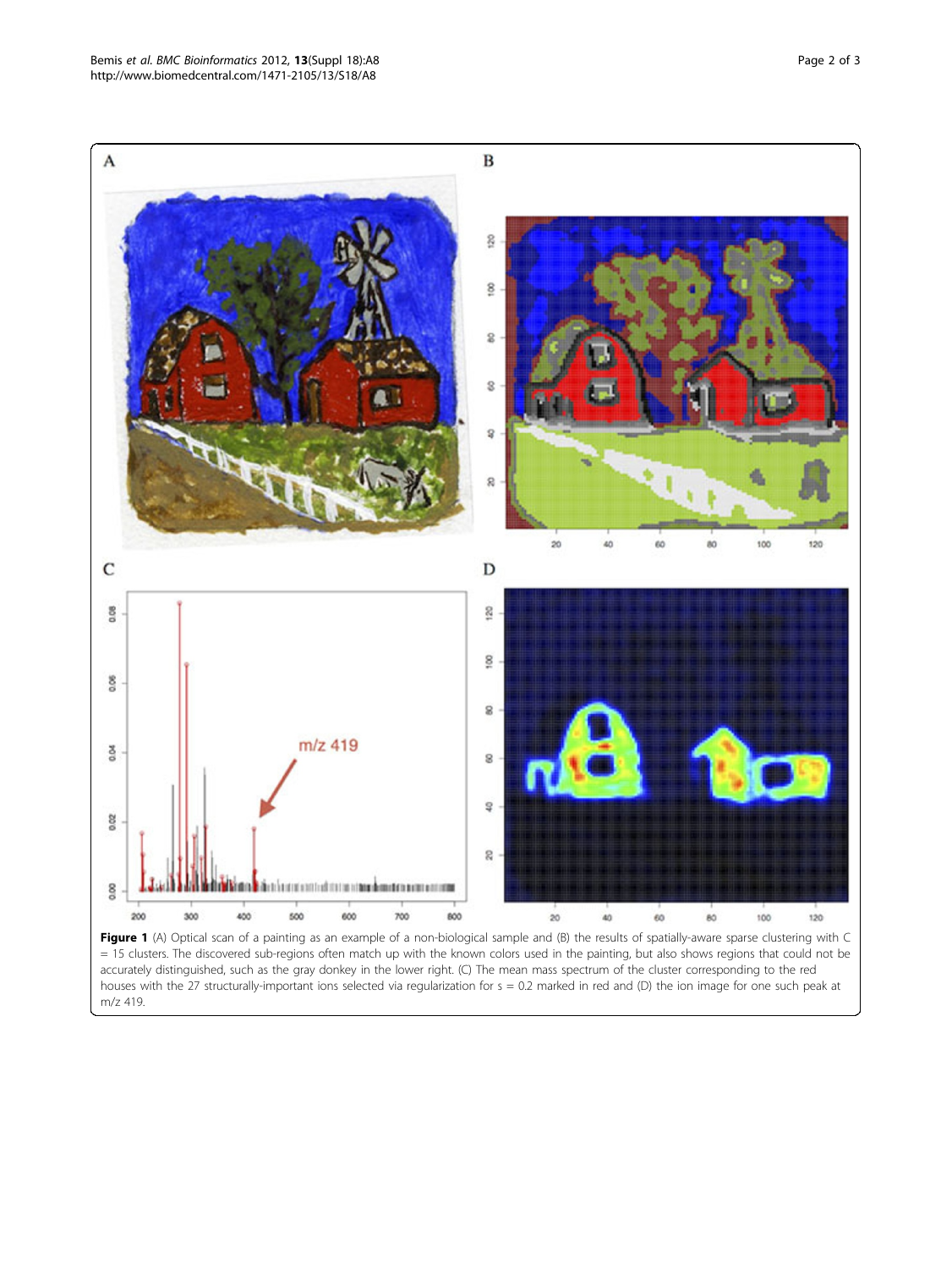**Figure 1** (A) Optical scan of a painting as an example of a non-biological sample and (B) the results of spatially-aware sparse clustering with C = 15 clusters. The discovered sub-regions often match up with the known colors used in the painting, but also shows regions that could not be accurately distinguished, such as the gray donkey in the lower right. (C) The mean mass spectrum of the cluster corresponding to the red houses with the 27 structurally-important ions selected via regularization for s = 0.2 marked in red and (D) the ion image for one such peak at m/z 419.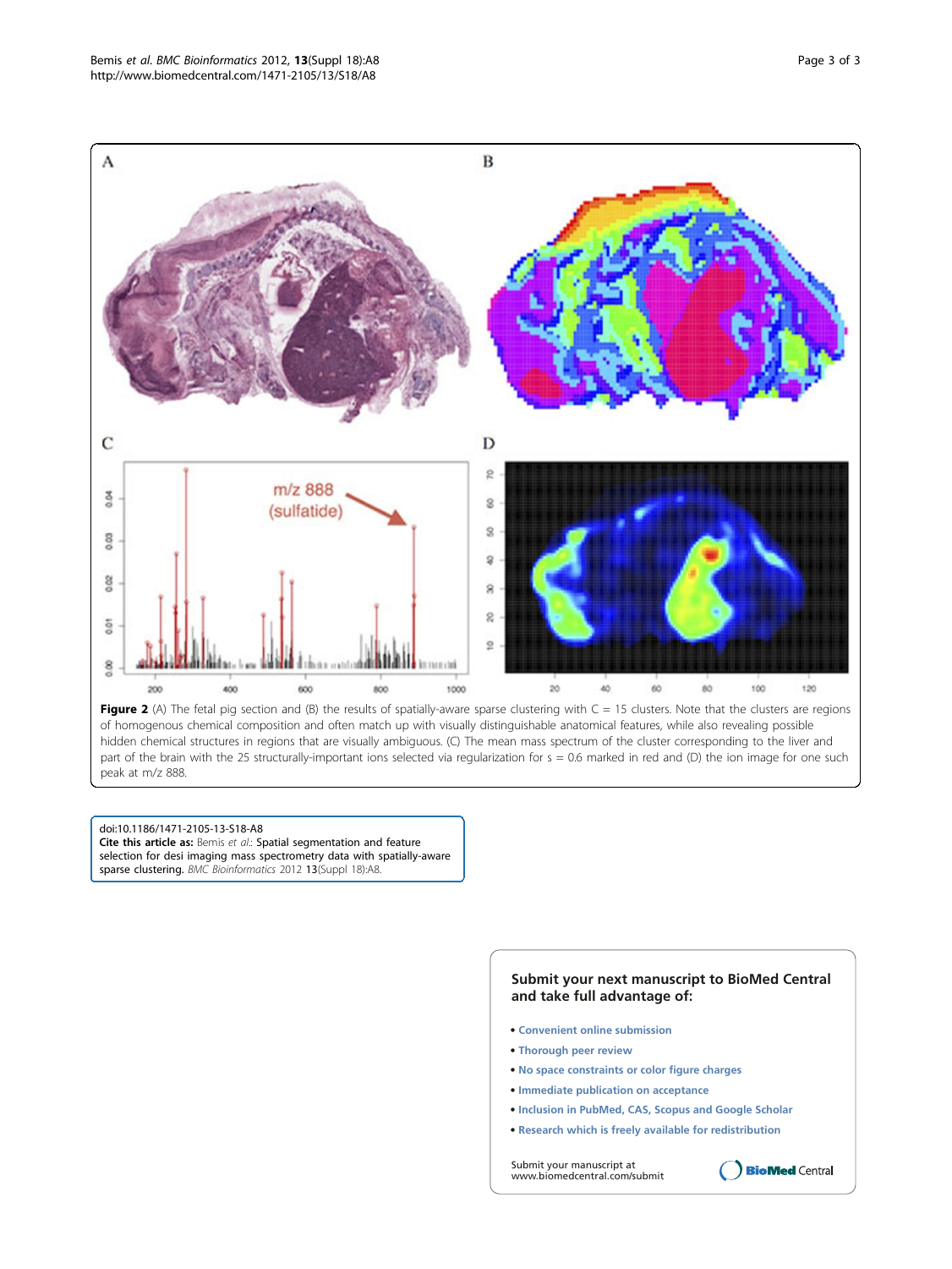A

B

C

m/z 888
(sulfatide)

0.00
0.01
0.02
0.03
0.04

200
400
600
800
1000

D

10
20
30
40
50
60
70

20
40
60
80
100
120

**Figure 2** (A) The fetal pig section and (B) the results of spatially-aware sparse clustering with C = 15 clusters. Note that the clusters are regions of homogenous chemical composition and often match up with visually distinguishable anatomical features, while also revealing possible hidden chemical structures in regions that are visually ambiguous. (C) The mean mass spectrum of the cluster corresponding to the liver and part of the brain with the 25 structurally-important ions selected via regularization for s = 0.6 marked in red and (D) the ion image for one such peak at m/z 888.

doi:10.1186/1471-2105-13-S18-A8
**Cite this article as:** Bemis *et al.*: Spatial segmentation and feature selection for desi imaging mass spectrometry data with spatially-aware sparse clustering. *BMC Bioinformatics* 2012 **13**(Suppl 18):A8.

**Submit your next manuscript to BioMed Central and take full advantage of:**

- Convenient online submission
- Thorough peer review
- No space constraints or color figure charges
- Immediate publication on acceptance
- Inclusion in PubMed, CAS, Scopus and Google Scholar
- Research which is freely available for redistribution

Submit your manuscript at
www.biomedcentral.com/submit

BioMed Central